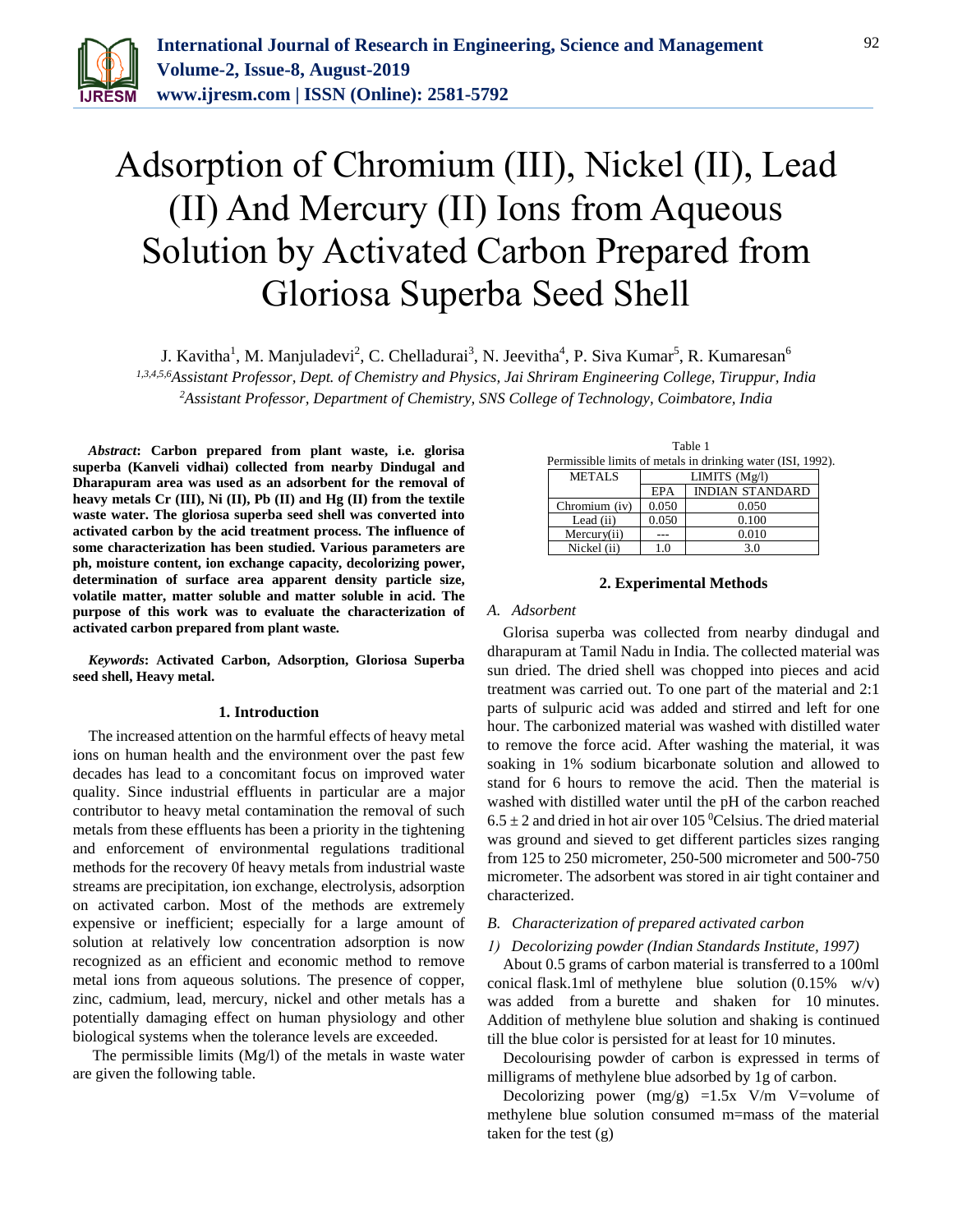# Adsorption of Chromium (III), Nickel (II), Lead (II) And Mercury (II) Ions from Aqueous Solution by Activated Carbon Prepared from Gloriosa Superba Seed Shell

J. Kavitha[1], M. Manjuladevi[2], C. Chelladurai[3], N. Jeevitha[4], P. Siva Kumar[5], R. Kumaresan[6]

[1,3,4,5,6]*Assistant Professor, Dept. of Chemistry and Physics, Jai Shriram Engineering College, Tiruppur, India*
[2]*Assistant Professor, Department of Chemistry, SNS College of Technology, Coimbatore, India*

***Abstract*: Carbon prepared from plant waste, i.e. glorisa superba (Kanveli vidhai) collected from nearby Dindugal and Dharapuram area was used as an adsorbent for the removal of heavy metals Cr (III), Ni (II), Pb (II) and Hg (II) from the textile waste water. The gloriosa superba seed shell was converted into activated carbon by the acid treatment process. The influence of some characterization has been studied. Various parameters are ph, moisture content, ion exchange capacity, decolorizing power, determination of surface area apparent density particle size, volatile matter, matter soluble and matter soluble in acid. The purpose of this work was to evaluate the characterization of activated carbon prepared from plant waste.**

***Keywords*: Activated Carbon, Adsorption, Gloriosa Superba seed shell, Heavy metal.**

## 1. Introduction

The increased attention on the harmful effects of heavy metal ions on human health and the environment over the past few decades has lead to a concomitant focus on improved water quality. Since industrial effluents in particular are a major contributor to heavy metal contamination the removal of such metals from these effluents has been a priority in the tightening and enforcement of environmental regulations traditional methods for the recovery 0f heavy metals from industrial waste streams are precipitation, ion exchange, electrolysis, adsorption on activated carbon. Most of the methods are extremely expensive or inefficient; especially for a large amount of solution at relatively low concentration adsorption is now recognized as an efficient and economic method to remove metal ions from aqueous solutions. The presence of copper, zinc, cadmium, lead, mercury, nickel and other metals has a potentially damaging effect on human physiology and other biological systems when the tolerance levels are exceeded.

The permissible limits (Mg/l) of the metals in waste water are given the following table.

Table 1
Permissible limits of metals in drinking water (ISI, 1992).

| METALS | LIMITS (Mg/l) | |
|---|---|---|
| | EPA | INDIAN STANDARD |
| Chromium (iv) | 0.050 | 0.050 |
| Lead (ii) | 0.050 | 0.100 |
| Mercury(ii) | --- | 0.010 |
| Nickel (ii) | 1.0 | 3.0 |

## 2. Experimental Methods

### *A. Adsorbent*

Glorisa superba was collected from nearby dindugal and dharapuram at Tamil Nadu in India. The collected material was sun dried. The dried shell was chopped into pieces and acid treatment was carried out. To one part of the material and 2:1 parts of sulpuric acid was added and stirred and left for one hour. The carbonized material was washed with distilled water to remove the force acid. After washing the material, it was soaking in 1% sodium bicarbonate solution and allowed to stand for 6 hours to remove the acid. Then the material is washed with distilled water until the pH of the carbon reached $6.5 \pm 2$ and dried in hot air over 105 $^{0}$Celsius. The dried material was ground and sieved to get different particles sizes ranging from 125 to 250 micrometer, 250-500 micrometer and 500-750 micrometer. The adsorbent was stored in air tight container and characterized.

### *B. Characterization of prepared activated carbon*

#### *1) Decolorizing powder (Indian Standards Institute, 1997)*

About 0.5 grams of carbon material is transferred to a 100ml conical flask.1ml of methylene blue solution (0.15% w/v) was added from a burette and shaken for 10 minutes. Addition of methylene blue solution and shaking is continued till the blue color is persisted for at least for 10 minutes.

Decolourising powder of carbon is expressed in terms of milligrams of methylene blue adsorbed by 1g of carbon.

Decolorizing power (mg/g) =1.5x V/m V=volume of methylene blue solution consumed m=mass of the material taken for the test (g)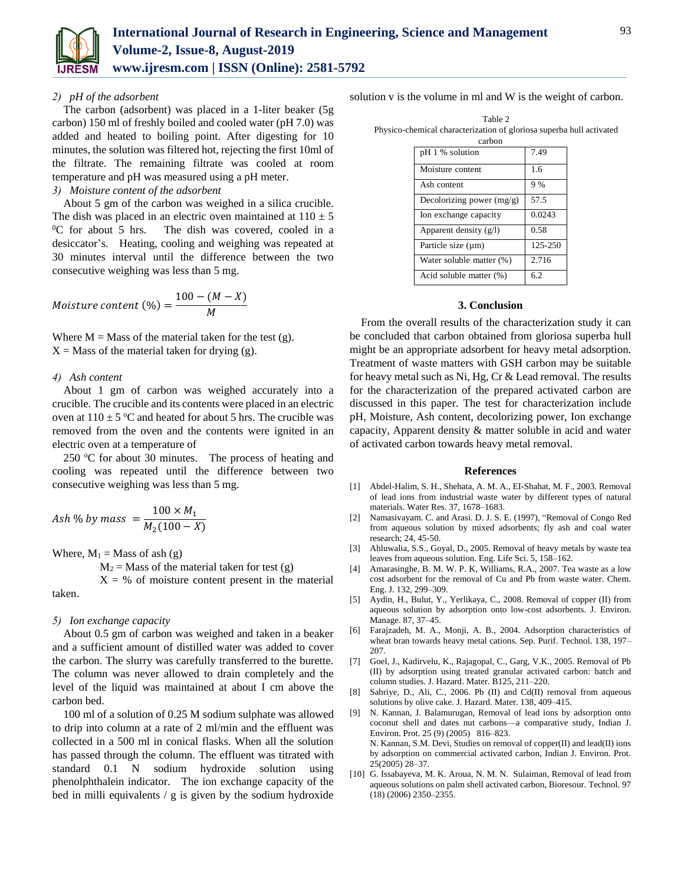*2) pH of the adsorbent*

The carbon (adsorbent) was placed in a 1-liter beaker (5g carbon) 150 ml of freshly boiled and cooled water (pH 7.0) was added and heated to boiling point. After digesting for 10 minutes, the solution was filtered hot, rejecting the first 10ml of the filtrate. The remaining filtrate was cooled at room temperature and pH was measured using a pH meter.

*3) Moisture content of the adsorbent*

About 5 gm of the carbon was weighed in a silica crucible. The dish was placed in an electric oven maintained at $110 \pm 5$ $^0$C for about 5 hrs. The dish was covered, cooled in a desiccator's. Heating, cooling and weighing was repeated at 30 minutes interval until the difference between the two consecutive weighing was less than 5 mg.

$$Moisture\ content\ (\%) = \frac{100 - (M - X)}{M}$$

Where M = Mass of the material taken for the test (g).
X = Mass of the material taken for drying (g).

*4) Ash content*

About 1 gm of carbon was weighed accurately into a crucible. The crucible and its contents were placed in an electric oven at $110 \pm 5$ $^o$C and heated for about 5 hrs. The crucible was removed from the oven and the contents were ignited in an electric oven at a temperature of

250 $^o$C for about 30 minutes. The process of heating and cooling was repeated until the difference between two consecutive weighing was less than 5 mg.

$$Ash\ \%\ by\ mass\ = \frac{100 \times M_1}{M_2(100 - X)}$$

Where, $M_1$ = Mass of ash (g)
$M_2$ = Mass of the material taken for test (g)
X = % of moisture content present in the material taken.

*5) Ion exchange capacity*

About 0.5 gm of carbon was weighed and taken in a beaker and a sufficient amount of distilled water was added to cover the carbon. The slurry was carefully transferred to the burette. The column was never allowed to drain completely and the level of the liquid was maintained at about I cm above the carbon bed.

100 ml of a solution of 0.25 M sodium sulphate was allowed to drip into column at a rate of 2 ml/min and the effluent was collected in a 500 ml in conical flasks. When all the solution has passed through the column. The effluent was titrated with standard 0.1 N sodium hydroxide solution using phenolphthalein indicator. The ion exchange capacity of the bed in milli equivalents / g is given by the sodium hydroxide solution v is the volume in ml and W is the weight of carbon.

Table 2
Physico-chemical characterization of gloriosa superba hull activated carbon

| | |
|---|---|
| pH 1 % solution | 7.49 |
| Moisture content | 1.6 |
| Ash content | 9 % |
| Decolorizing power (mg/g) | 57.5 |
| Ion exchange capacity | 0.0243 |
| Apparent density (g/l) | 0.58 |
| Particle size (µm) | 125-250 |
| Water soluble matter (%) | 2.716 |
| Acid soluble matter (%) | 6.2 |

## 3. Conclusion

From the overall results of the characterization study it can be concluded that carbon obtained from gloriosa superba hull might be an appropriate adsorbent for heavy metal adsorption. Treatment of waste matters with GSH carbon may be suitable for heavy metal such as Ni, Hg, Cr & Lead removal. The results for the characterization of the prepared activated carbon are discussed in this paper. The test for characterization include pH, Moisture, Ash content, decolorizing power, Ion exchange capacity, Apparent density & matter soluble in acid and water of activated carbon towards heavy metal removal.

## References

[1] Abdel-Halim, S. H., Shehata, A. M. A., EI-Shahat, M. F., 2003. Removal of lead ions from industrial waste water by different types of natural materials. Water Res. 37, 1678–1683.

[2] Namasivayam. C. and Arasi. D. J. S. E. (1997), "Removal of Congo Red from aqueous solution by mixed adsorbents; fly ash and coal water research; 24, 45-50.

[3] Ahluwalia, S.S., Goyal, D., 2005. Removal of heavy metals by waste tea leaves from aqueous solution. Eng. Life Sci. 5, 158–162.

[4] Amarasinghe, B. M. W. P. K, Williams, R.A., 2007. Tea waste as a low cost adsorbent for the removal of Cu and Pb from waste water. Chem. Eng. J. 132, 299–309.

[5] Aydin, H., Bulut, Y., Yerlikaya, C., 2008. Removal of copper (II) from aqueous solution by adsorption onto low-cost adsorbents. J. Environ. Manage. 87, 37–45.

[6] Farajzadeh, M. A., Monji, A. B., 2004. Adsorption characteristics of wheat bran towards heavy metal cations. Sep. Purif. Technol. 138, 197–207.

[7] Goel, J., Kadirvelu, K., Rajagopal, C., Garg, V.K., 2005. Removal of Pb (II) by adsorption using treated granular activated carbon: batch and column studies. J. Hazard. Mater. B125, 211–220.

[8] Sabriye, D., Ali, C., 2006. Pb (II) and Cd(II) removal from aqueous solutions by olive cake. J. Hazard. Mater. 138, 409–415.

[9] N. Kannan, J. Balamurugan, Removal of lead ions by adsorption onto coconut shell and dates nut carbons—a comparative study, Indian J. Environ. Prot. 25 (9) (2005) 816–823.
N. Kannan, S.M. Devi, Studies on removal of copper(II) and lead(II) ions by adsorption on commercial activated carbon, Indian J. Environ. Prot. 25(2005) 28–37.

[10] G. Issabayeva, M. K. Aroua, N. M. N. Sulaiman, Removal of lead from aqueous solutions on palm shell activated carbon, Bioresour. Technol. 97 (18) (2006) 2350–2355.